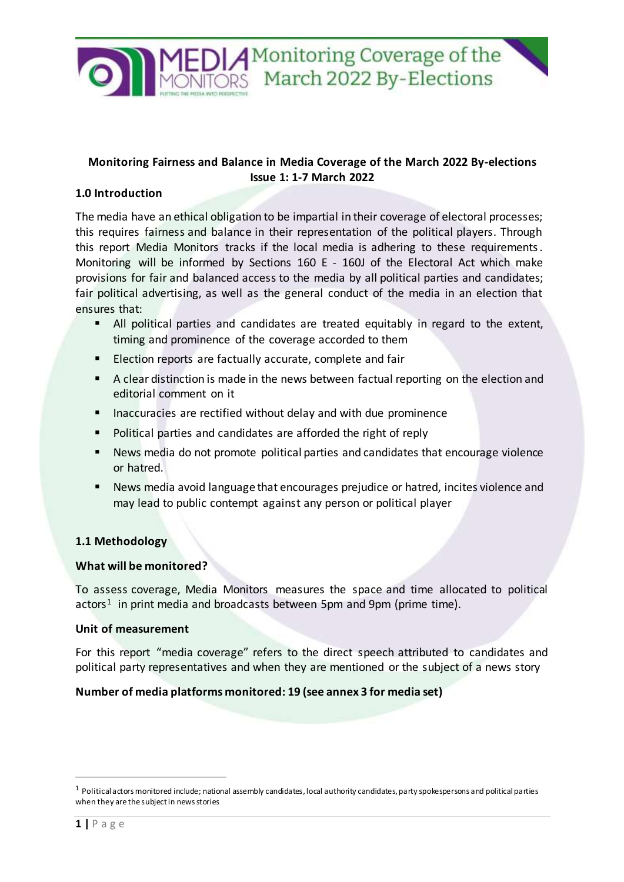# Monitoring Coverage of the March 2022 By-Elections

## Monitoring Fairness and Balance in Media Coverage of the March 2022 By-elections
### Issue 1: 1-7 March 2022

### 1.0 Introduction

The media have an ethical obligation to be impartial in their coverage of electoral processes; this requires fairness and balance in their representation of the political players. Through this report Media Monitors tracks if the local media is adhering to these requirements. Monitoring will be informed by Sections 160 E - 160J of the Electoral Act which make provisions for fair and balanced access to the media by all political parties and candidates; fair political advertising, as well as the general conduct of the media in an election that ensures that:

- All political parties and candidates are treated equitably in regard to the extent, timing and prominence of the coverage accorded to them
- Election reports are factually accurate, complete and fair
- A clear distinction is made in the news between factual reporting on the election and editorial comment on it
- Inaccuracies are rectified without delay and with due prominence
- Political parties and candidates are afforded the right of reply
- News media do not promote political parties and candidates that encourage violence or hatred.
- News media avoid language that encourages prejudice or hatred, incites violence and may lead to public contempt against any person or political player

### 1.1 Methodology

**What will be monitored?**

To assess coverage, Media Monitors measures the space and time allocated to political actors[1] in print media and broadcasts between 5pm and 9pm (prime time).

**Unit of measurement**

For this report "media coverage" refers to the direct speech attributed to candidates and political party representatives and when they are mentioned or the subject of a news story

**Number of media platforms monitored: 19 (see annex 3 for media set)**

[1] Political actors monitored include; national assembly candidates, local authority candidates, party spokespersons and political parties when they are the subject in news stories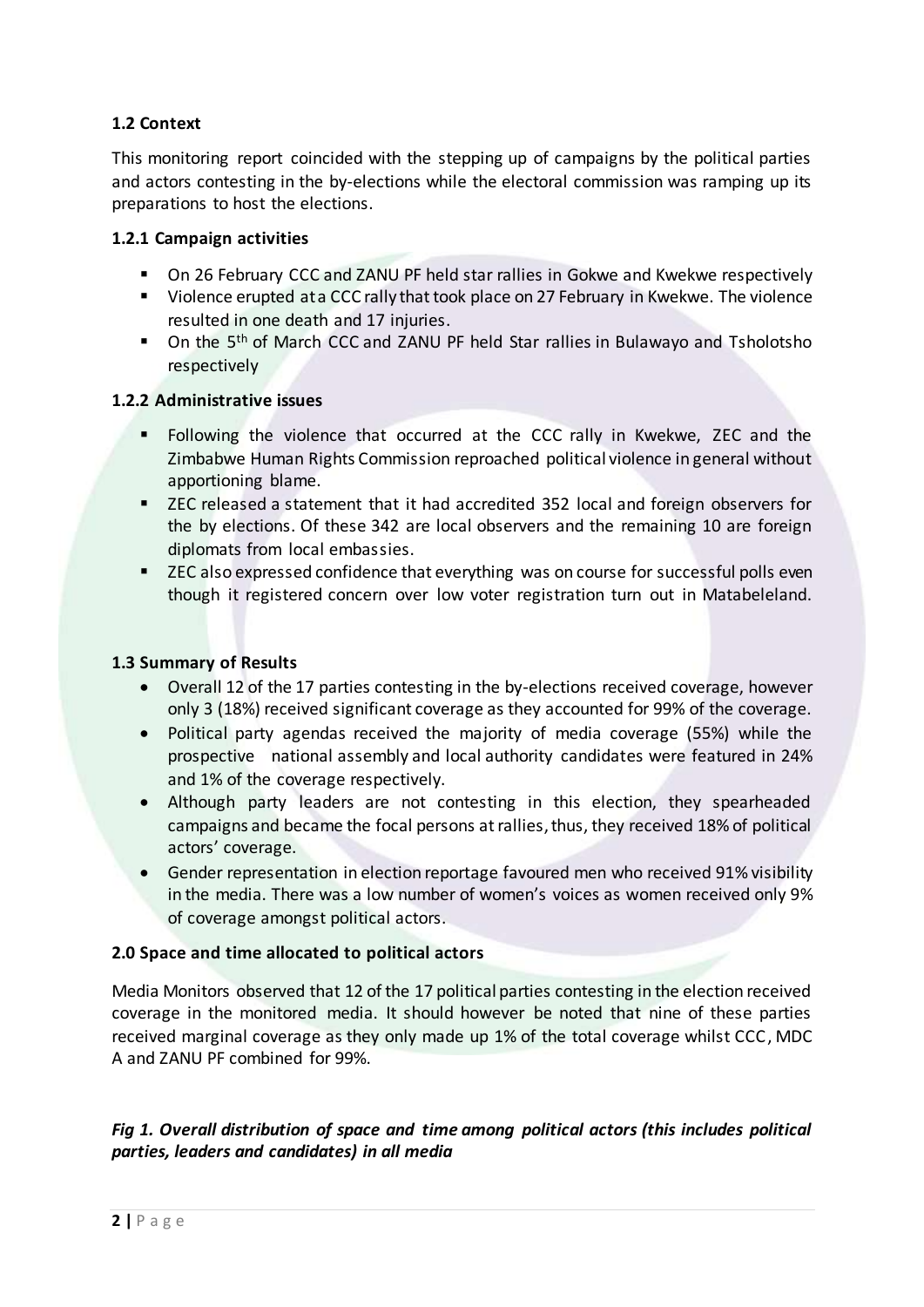### 1.2 Context

This monitoring report coincided with the stepping up of campaigns by the political parties and actors contesting in the by-elections while the electoral commission was ramping up its preparations to host the elections.

#### 1.2.1 Campaign activities

- On 26 February CCC and ZANU PF held star rallies in Gokwe and Kwekwe respectively
- Violence erupted at a CCC rally that took place on 27 February in Kwekwe. The violence resulted in one death and 17 injuries.
- On the 5th of March CCC and ZANU PF held Star rallies in Bulawayo and Tsholotsho respectively

#### 1.2.2 Administrative issues

- Following the violence that occurred at the CCC rally in Kwekwe, ZEC and the Zimbabwe Human Rights Commission reproached political violence in general without apportioning blame.
- ZEC released a statement that it had accredited 352 local and foreign observers for the by elections. Of these 342 are local observers and the remaining 10 are foreign diplomats from local embassies.
- ZEC also expressed confidence that everything was on course for successful polls even though it registered concern over low voter registration turn out in Matabeleland.

### 1.3 Summary of Results

- Overall 12 of the 17 parties contesting in the by-elections received coverage, however only 3 (18%) received significant coverage as they accounted for 99% of the coverage.
- Political party agendas received the majority of media coverage (55%) while the prospective national assembly and local authority candidates were featured in 24% and 1% of the coverage respectively.
- Although party leaders are not contesting in this election, they spearheaded campaigns and became the focal persons at rallies, thus, they received 18% of political actors' coverage.
- Gender representation in election reportage favoured men who received 91% visibility in the media. There was a low number of women's voices as women received only 9% of coverage amongst political actors.

## 2.0 Space and time allocated to political actors

Media Monitors observed that 12 of the 17 political parties contesting in the election received coverage in the monitored media. It should however be noted that nine of these parties received marginal coverage as they only made up 1% of the total coverage whilst CCC, MDC A and ZANU PF combined for 99%.

***Fig 1. Overall distribution of space and time among political actors (this includes political parties, leaders and candidates) in all media***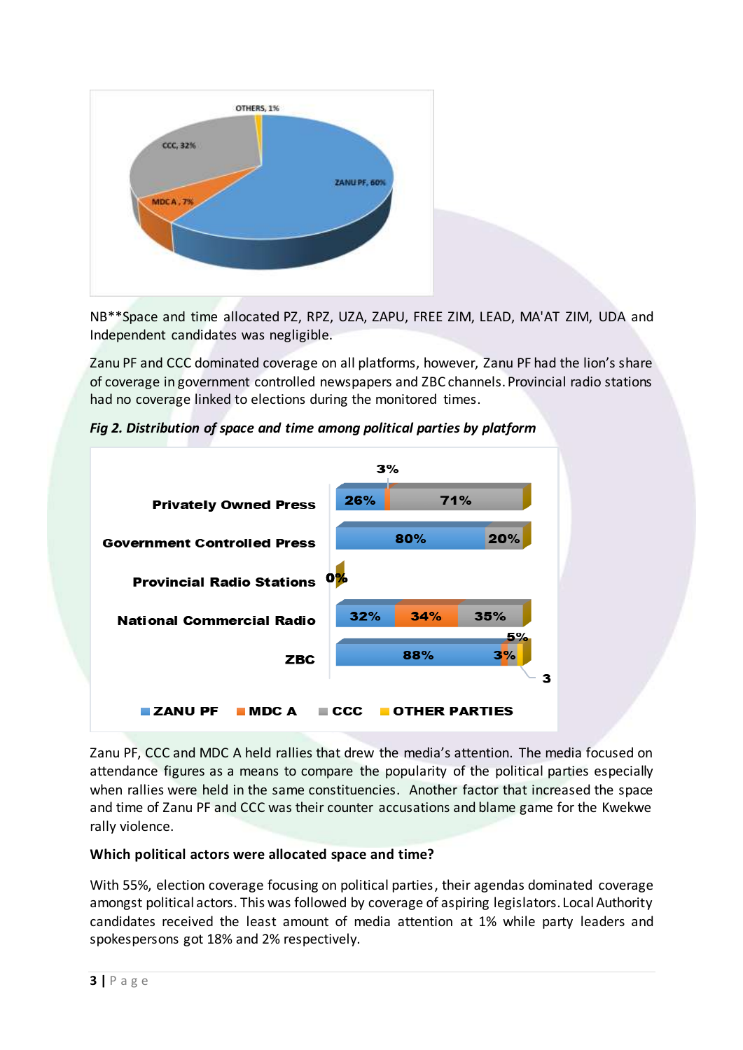NB**Space and time allocated PZ, RPZ, UZA, ZAPU, FREE ZIM, LEAD, MA'AT ZIM, UDA and Independent candidates was negligible.

Zanu PF and CCC dominated coverage on all platforms, however, Zanu PF had the lion's share of coverage in government controlled newspapers and ZBC channels. Provincial radio stations had no coverage linked to elections during the monitored times.

***Fig 2. Distribution of space and time among political parties by platform***

Zanu PF, CCC and MDC A held rallies that drew the media's attention. The media focused on attendance figures as a means to compare the popularity of the political parties especially when rallies were held in the same constituencies. Another factor that increased the space and time of Zanu PF and CCC was their counter accusations and blame game for the Kwekwe rally violence.

**Which political actors were allocated space and time?**

With 55%, election coverage focusing on political parties, their agendas dominated coverage amongst political actors. This was followed by coverage of aspiring legislators. Local Authority candidates received the least amount of media attention at 1% while party leaders and spokespersons got 18% and 2% respectively.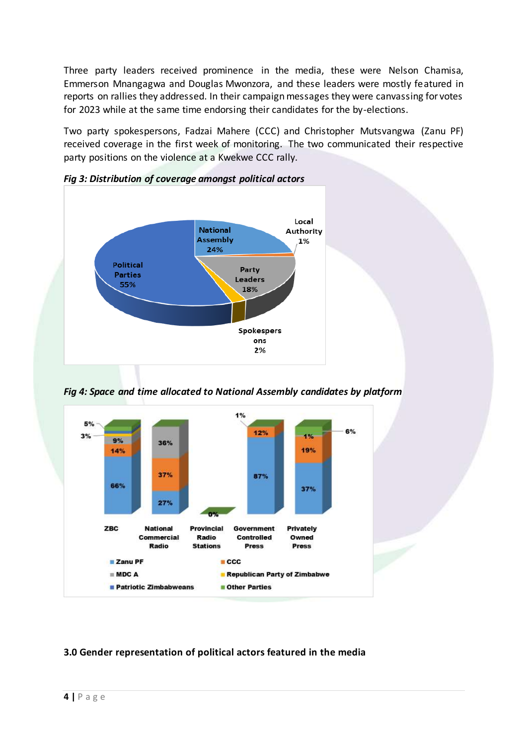Three party leaders received prominence in the media, these were Nelson Chamisa, Emmerson Mnangagwa and Douglas Mwonzora, and these leaders were mostly featured in reports on rallies they addressed. In their campaign messages they were canvassing for votes for 2023 while at the same time endorsing their candidates for the by-elections.

Two party spokespersons, Fadzai Mahere (CCC) and Christopher Mutsvangwa (Zanu PF) received coverage in the first week of monitoring. The two communicated their respective party positions on the violence at a Kwekwe CCC rally.

***Fig 3: Distribution of coverage amongst political actors***

| Category | Share |
| --- | --- |
| Political Parties | 55% |
| National Assembly | 24% |
| Party Leaders | 18% |
| Spokespersons | 2% |
| Local Authority | 1% |

***Fig 4: Space and time allocated to National Assembly candidates by platform***

| Platform | Zanu PF | CCC | MDC A | Republican Party of Zimbabwe | Patriotic Zimbabweans | Other Parties |
| --- | --- | --- | --- | --- | --- | --- |
| ZBC | 66% | 14% | 9% | 3% | | 5% |
| National Commercial Radio | 27% | 37% | 36% | | | |
| Provincial Radio Stations | 0% | | | | | |
| Government Controlled Press | 87% | 12% | | | | 1% |
| Privately Owned Press | 37% | 19% | | | 1% | 6% |

### 3.0 Gender representation of political actors featured in the media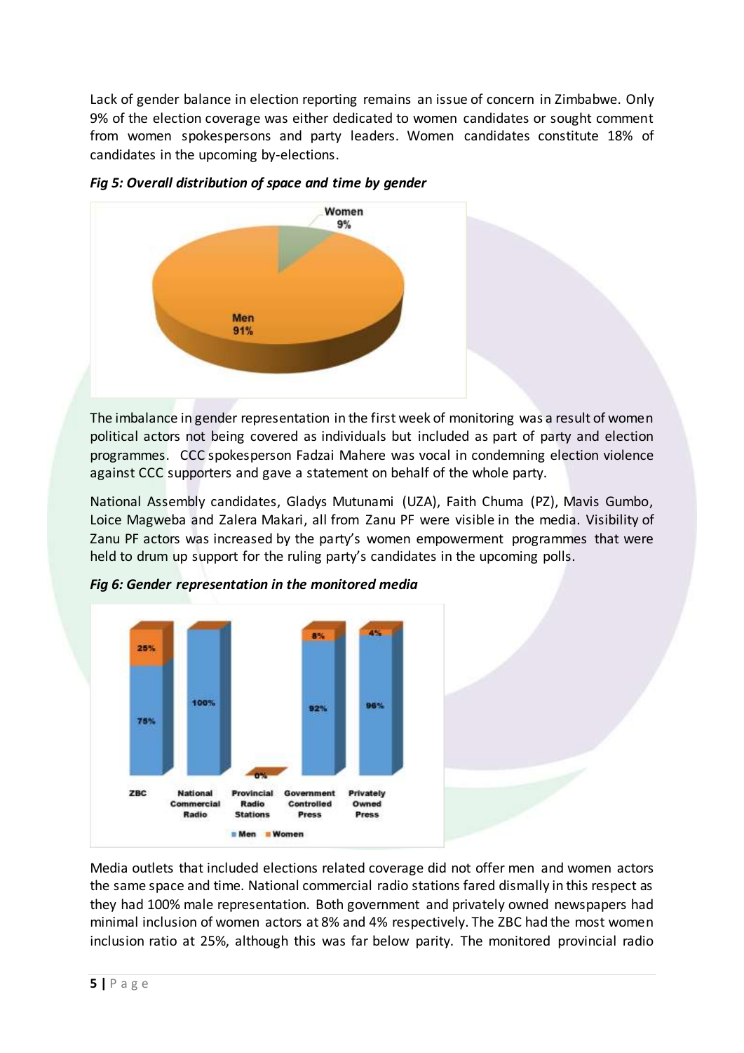Lack of gender balance in election reporting remains an issue of concern in Zimbabwe. Only 9% of the election coverage was either dedicated to women candidates or sought comment from women spokespersons and party leaders. Women candidates constitute 18% of candidates in the upcoming by-elections.

***Fig 5: Overall distribution of space and time by gender***

The imbalance in gender representation in the first week of monitoring was a result of women political actors not being covered as individuals but included as part of party and election programmes. CCC spokesperson Fadzai Mahere was vocal in condemning election violence against CCC supporters and gave a statement on behalf of the whole party.

National Assembly candidates, Gladys Mutunami (UZA), Faith Chuma (PZ), Mavis Gumbo, Loice Magweba and Zalera Makari, all from Zanu PF were visible in the media. Visibility of Zanu PF actors was increased by the party's women empowerment programmes that were held to drum up support for the ruling party's candidates in the upcoming polls.

***Fig 6: Gender representation in the monitored media***

Media outlets that included elections related coverage did not offer men and women actors the same space and time. National commercial radio stations fared dismally in this respect as they had 100% male representation. Both government and privately owned newspapers had minimal inclusion of women actors at 8% and 4% respectively. The ZBC had the most women inclusion ratio at 25%, although this was far below parity. The monitored provincial radio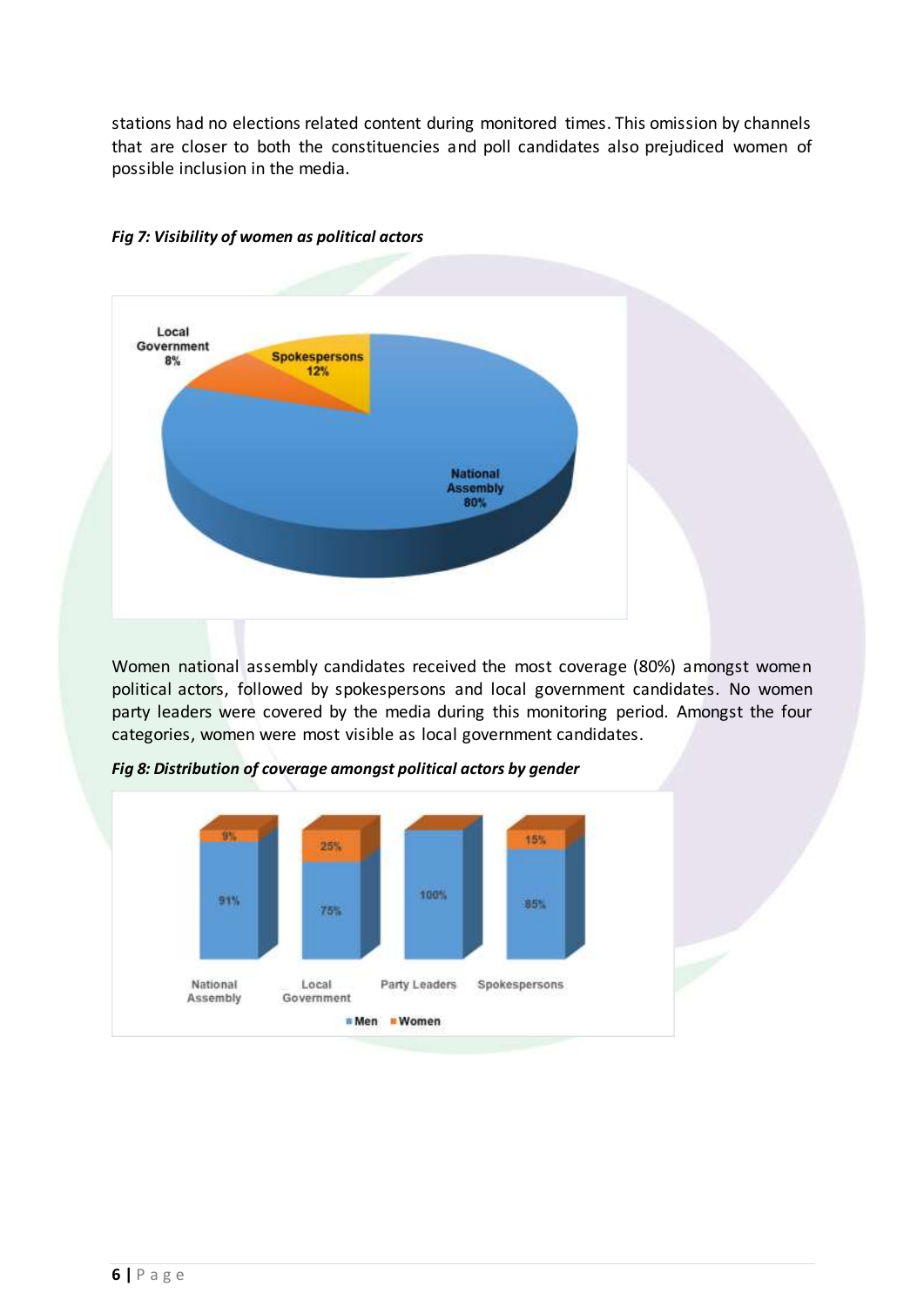stations had no elections related content during monitored times. This omission by channels that are closer to both the constituencies and poll candidates also prejudiced women of possible inclusion in the media.

***Fig 7: Visibility of women as political actors***

Local Government 8%

Spokespersons 12%

National Assembly 80%

Women national assembly candidates received the most coverage (80%) amongst women political actors, followed by spokespersons and local government candidates. No women party leaders were covered by the media during this monitoring period. Amongst the four categories, women were most visible as local government candidates.

***Fig 8: Distribution of coverage amongst political actors by gender***

| | National Assembly | Local Government | Party Leaders | Spokespersons |
|---|---|---|---|---|
| Men | 91% | 75% | 100% | 85% |
| Women | 9% | 25% | | 15% |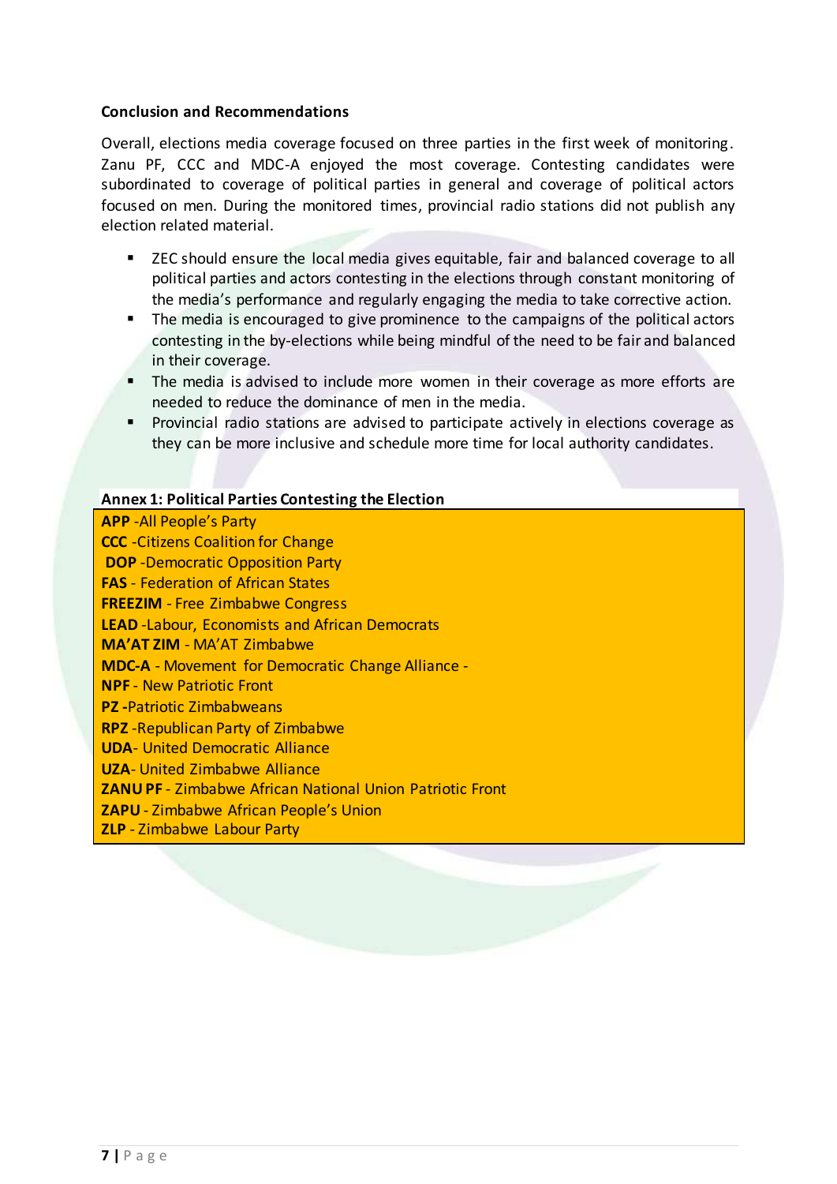**Conclusion and Recommendations**

Overall, elections media coverage focused on three parties in the first week of monitoring. Zanu PF, CCC and MDC-A enjoyed the most coverage. Contesting candidates were subordinated to coverage of political parties in general and coverage of political actors focused on men. During the monitored times, provincial radio stations did not publish any election related material.

- ZEC should ensure the local media gives equitable, fair and balanced coverage to all political parties and actors contesting in the elections through constant monitoring of the media's performance and regularly engaging the media to take corrective action.
- The media is encouraged to give prominence to the campaigns of the political actors contesting in the by-elections while being mindful of the need to be fair and balanced in their coverage.
- The media is advised to include more women in their coverage as more efforts are needed to reduce the dominance of men in the media.
- Provincial radio stations are advised to participate actively in elections coverage as they can be more inclusive and schedule more time for local authority candidates.

**Annex 1: Political Parties Contesting the Election**

**APP** -All People's Party
**CCC** -Citizens Coalition for Change
**DOP** -Democratic Opposition Party
**FAS** - Federation of African States
**FREEZIM** - Free Zimbabwe Congress
**LEAD** -Labour, Economists and African Democrats
**MA'AT ZIM** - MA'AT Zimbabwe
**MDC-A** - Movement for Democratic Change Alliance -
**NPF** - New Patriotic Front
**PZ** -Patriotic Zimbabweans
**RPZ** -Republican Party of Zimbabwe
**UDA**- United Democratic Alliance
**UZA**- United Zimbabwe Alliance
**ZANU PF** - Zimbabwe African National Union Patriotic Front
**ZAPU** - Zimbabwe African People's Union
**ZLP** - Zimbabwe Labour Party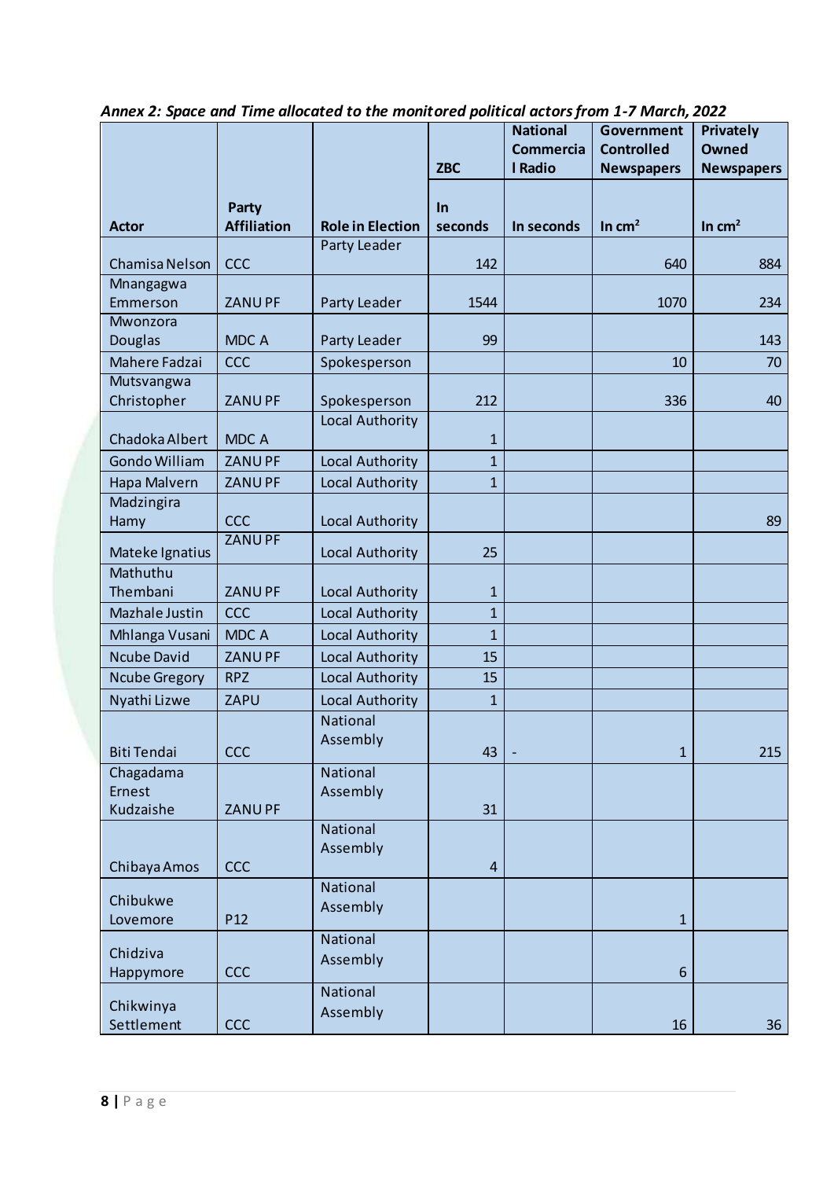*Annex 2: Space and Time allocated to the monitored political actors from 1-7 March, 2022*

| | | | ZBC | National Commercial Radio | Government Controlled Newspapers | Privately Owned Newspapers |
|---|---|---|---|---|---|---|
| **Actor** | **Party Affiliation** | **Role in Election** | **In seconds** | **In seconds** | **In cm²** | **In cm²** |
| Chamisa Nelson | CCC | Party Leader | 142 | | 640 | 884 |
| Mnangagwa Emmerson | ZANU PF | Party Leader | 1544 | | 1070 | 234 |
| Mwonzora Douglas | MDC A | Party Leader | 99 | | | 143 |
| Mahere Fadzai | CCC | Spokesperson | | | 10 | 70 |
| Mutsvangwa Christopher | ZANU PF | Spokesperson | 212 | | 336 | 40 |
| Chadoka Albert | MDC A | Local Authority | 1 | | | |
| Gondo William | ZANU PF | Local Authority | 1 | | | |
| Hapa Malvern | ZANU PF | Local Authority | 1 | | | |
| Madzingira Hamy | CCC | Local Authority | | | | 89 |
| Mateke Ignatius | ZANU PF | Local Authority | 25 | | | |
| Mathuthu Thembani | ZANU PF | Local Authority | 1 | | | |
| Mazhale Justin | CCC | Local Authority | 1 | | | |
| Mhlanga Vusani | MDC A | Local Authority | 1 | | | |
| Ncube David | ZANU PF | Local Authority | 15 | | | |
| Ncube Gregory | RPZ | Local Authority | 15 | | | |
| Nyathi Lizwe | ZAPU | Local Authority | 1 | | | |
| Biti Tendai | CCC | National Assembly | 43 | - | 1 | 215 |
| Chagadama Ernest Kudzaishe | ZANU PF | National Assembly | 31 | | | |
| Chibaya Amos | CCC | National Assembly | 4 | | | |
| Chibukwe Lovemore | P12 | National Assembly | | | 1 | |
| Chidziva Happymore | CCC | National Assembly | | | 6 | |
| Chikwinya Settlement | CCC | National Assembly | | | 16 | 36 |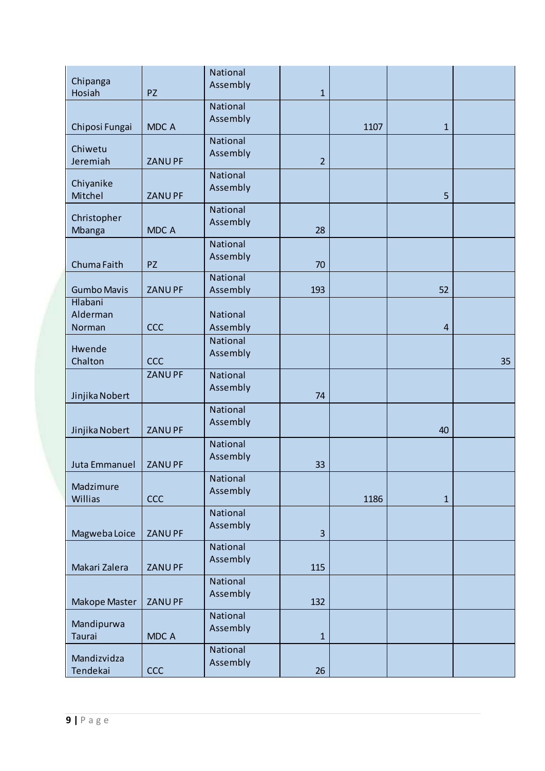| | | | | | | |
|---|---|---|---|---|---|---|
| Chipanga Hosiah | PZ | National Assembly | 1 | | | |
| Chiposi Fungai | MDC A | National Assembly | | 1107 | 1 | |
| Chiwetu Jeremiah | ZANU PF | National Assembly | 2 | | | |
| Chiyanike Mitchel | ZANU PF | National Assembly | | | 5 | |
| Christopher Mbanga | MDC A | National Assembly | 28 | | | |
| Chuma Faith | PZ | National Assembly | 70 | | | |
| Gumbo Mavis | ZANU PF | National Assembly | 193 | | 52 | |
| Hlabani Alderman Norman | CCC | National Assembly | | | 4 | |
| Hwende Chalton | CCC | National Assembly | | | | 35 |
| Jinjika Nobert | ZANU PF | National Assembly | 74 | | | |
| Jinjika Nobert | ZANU PF | National Assembly | | | 40 | |
| Juta Emmanuel | ZANU PF | National Assembly | 33 | | | |
| Madzimure Willias | CCC | National Assembly | | 1186 | 1 | |
| Magweba Loice | ZANU PF | National Assembly | 3 | | | |
| Makari Zalera | ZANU PF | National Assembly | 115 | | | |
| Makope Master | ZANU PF | National Assembly | 132 | | | |
| Mandipurwa Taurai | MDC A | National Assembly | 1 | | | |
| Mandizvidza Tendekai | CCC | National Assembly | 26 | | | |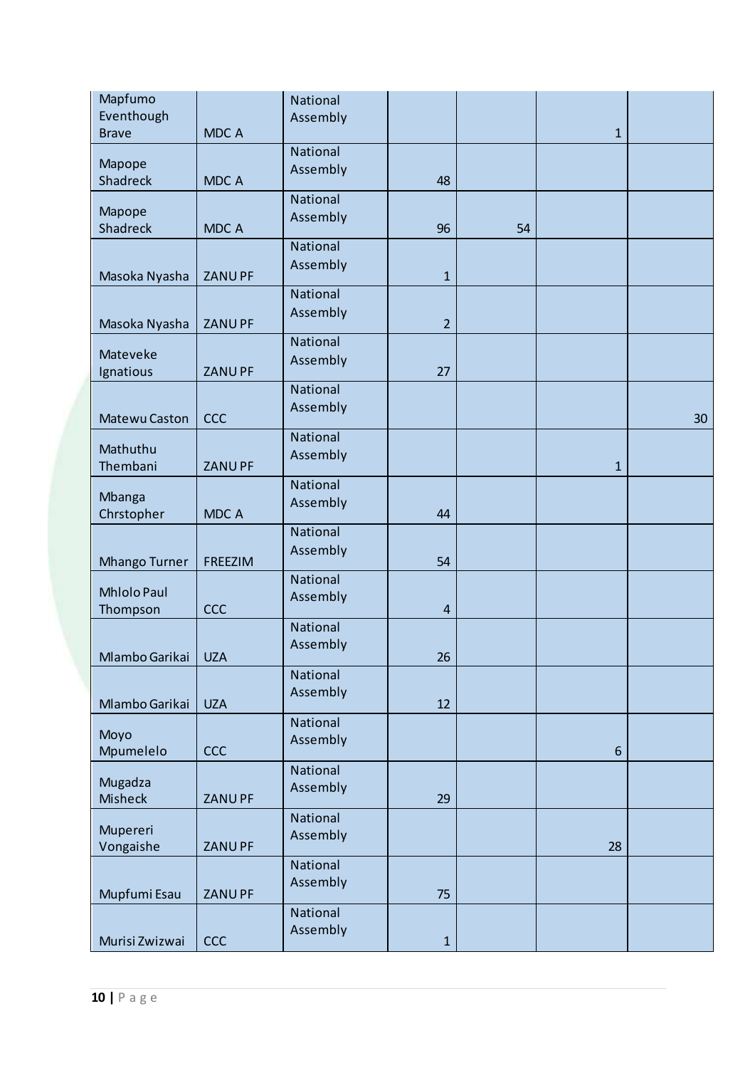| | | | | | | |
|---|---|---|---|---|---|---|
| Mapfumo Eventhough Brave | MDC A | National Assembly | | | 1 | |
| Mapope Shadreck | MDC A | National Assembly | 48 | | | |
| Mapope Shadreck | MDC A | National Assembly | 96 | 54 | | |
| Masoka Nyasha | ZANU PF | National Assembly | 1 | | | |
| Masoka Nyasha | ZANU PF | National Assembly | 2 | | | |
| Mateveke Ignatious | ZANU PF | National Assembly | 27 | | | |
| Matewu Caston | CCC | National Assembly | | | | 30 |
| Mathuthu Thembani | ZANU PF | National Assembly | | | 1 | |
| Mbanga Chrstopher | MDC A | National Assembly | 44 | | | |
| Mhango Turner | FREEZIM | National Assembly | 54 | | | |
| Mhlolo Paul Thompson | CCC | National Assembly | 4 | | | |
| Mlambo Garikai | UZA | National Assembly | 26 | | | |
| Mlambo Garikai | UZA | National Assembly | 12 | | | |
| Moyo Mpumelelo | CCC | National Assembly | | | 6 | |
| Mugadza Misheck | ZANU PF | National Assembly | 29 | | | |
| Mupereri Vongaishe | ZANU PF | National Assembly | | | 28 | |
| Mupfumi Esau | ZANU PF | National Assembly | 75 | | | |
| Murisi Zwizwai | CCC | National Assembly | 1 | | | |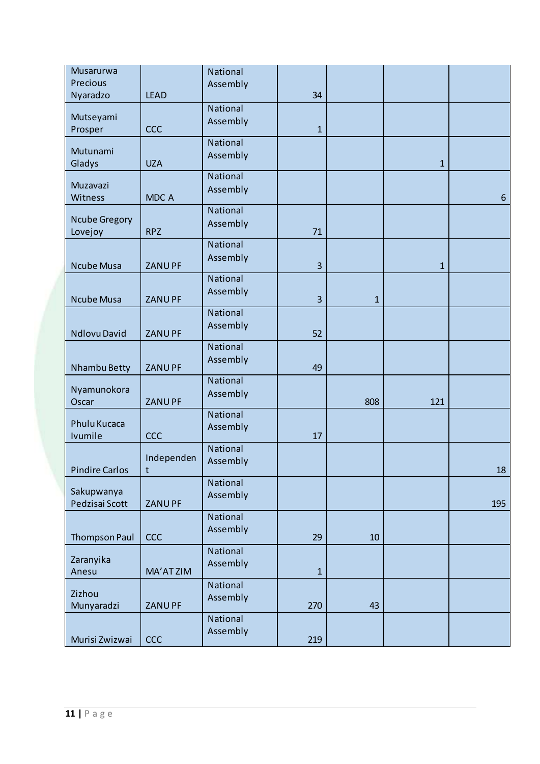| | | | | | | |
|---|---|---|---|---|---|---|
| Musarurwa Precious Nyaradzo | LEAD | National Assembly | 34 | | | |
| Mutseyami Prosper | CCC | National Assembly | 1 | | | |
| Mutunami Gladys | UZA | National Assembly | | | 1 | |
| Muzavazi Witness | MDC A | National Assembly | | | | 6 |
| Ncube Gregory Lovejoy | RPZ | National Assembly | 71 | | | |
| Ncube Musa | ZANU PF | National Assembly | 3 | | 1 | |
| Ncube Musa | ZANU PF | National Assembly | 3 | 1 | | |
| Ndlovu David | ZANU PF | National Assembly | 52 | | | |
| Nhambu Betty | ZANU PF | National Assembly | 49 | | | |
| Nyamunokora Oscar | ZANU PF | National Assembly | | 808 | 121 | |
| Phulu Kucaca Ivumile | CCC | National Assembly | 17 | | | |
| Pindire Carlos | Independent | National Assembly | | | | 18 |
| Sakupwanya Pedzisai Scott | ZANU PF | National Assembly | | | | 195 |
| Thompson Paul | CCC | National Assembly | 29 | 10 | | |
| Zaranyika Anesu | MA'AT ZIM | National Assembly | 1 | | | |
| Zizhou Munyaradzi | ZANU PF | National Assembly | 270 | 43 | | |
| Murisi Zwizwai | CCC | National Assembly | 219 | | | |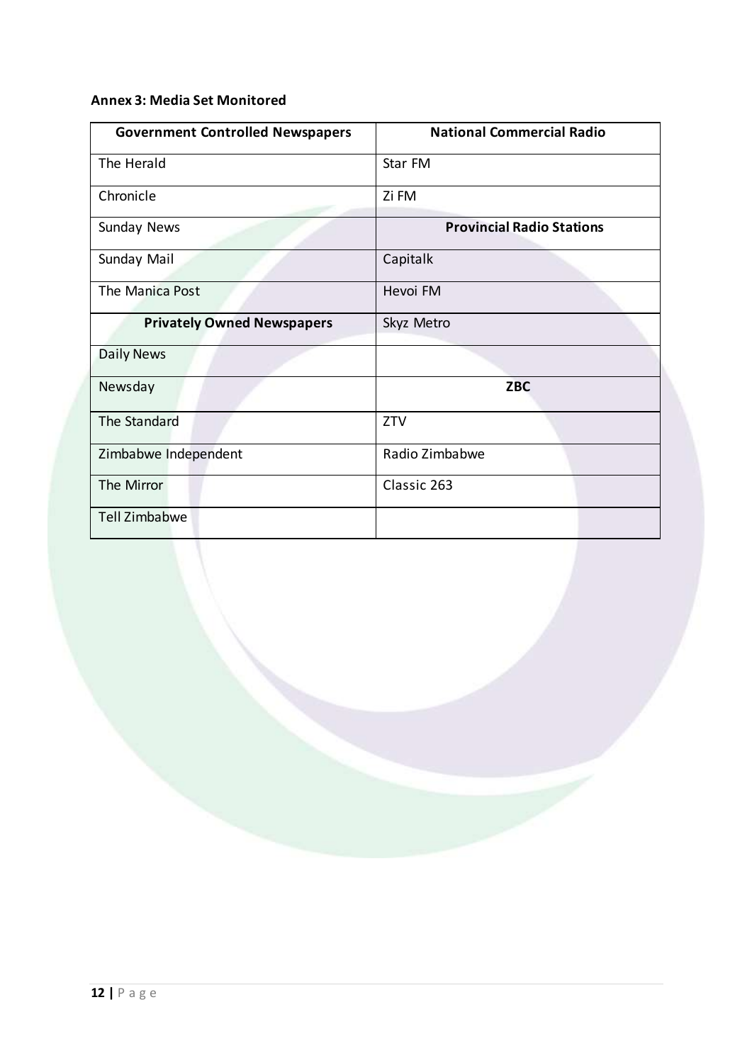**Annex 3: Media Set Monitored**

| Government Controlled Newspapers | National Commercial Radio |
| --- | --- |
| The Herald | Star FM |
| Chronicle | Zi FM |
| Sunday News | **Provincial Radio Stations** |
| Sunday Mail | Capitalk |
| The Manica Post | Hevoi FM |
| **Privately Owned Newspapers** | Skyz Metro |
| Daily News | |
| Newsday | **ZBC** |
| The Standard | ZTV |
| Zimbabwe Independent | Radio Zimbabwe |
| The Mirror | Classic 263 |
| Tell Zimbabwe | |